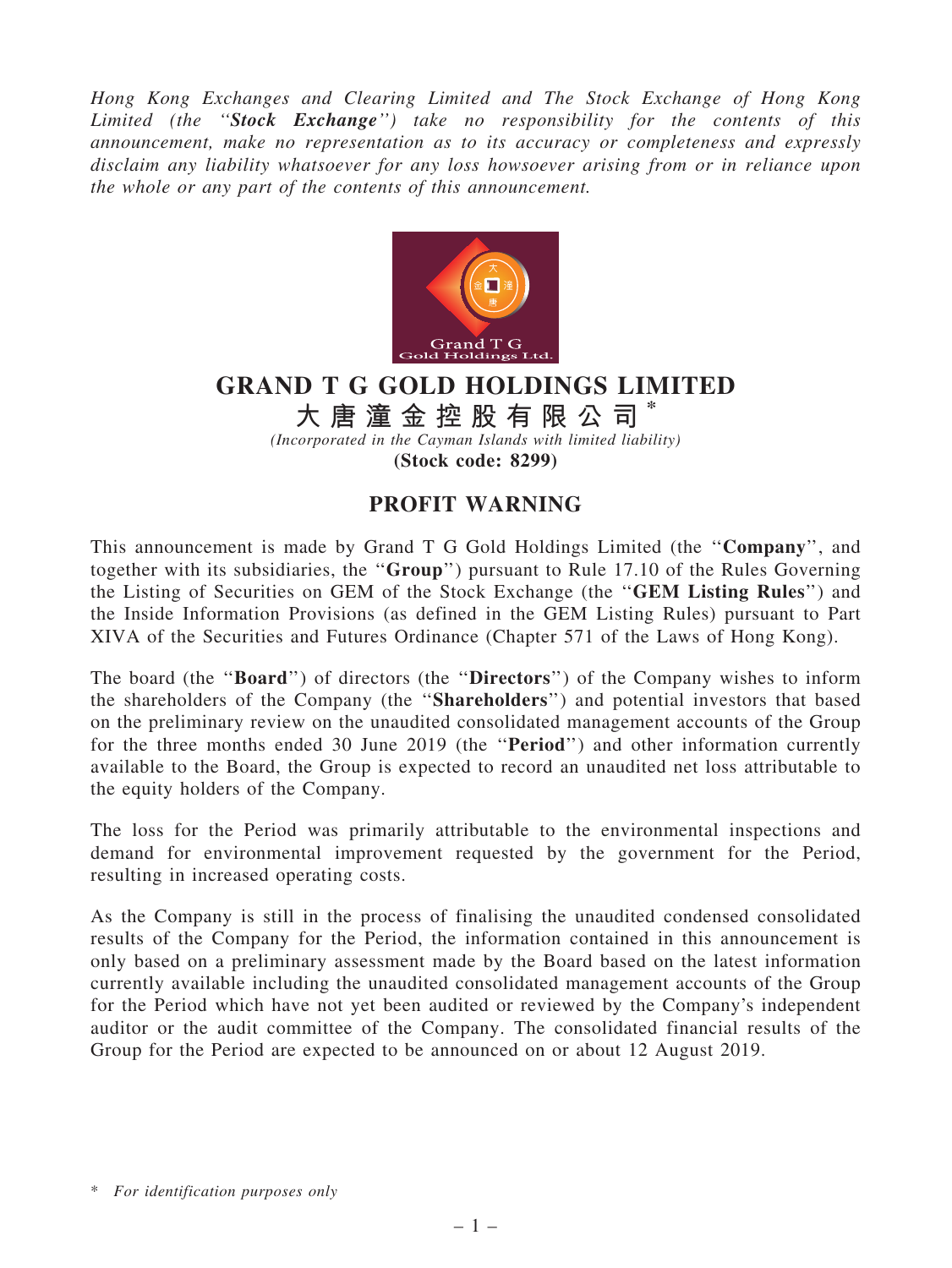*Hong Kong Exchanges and Clearing Limited and The Stock Exchange of Hong Kong Limited (the "**Stock Exchange**") take no responsibility for the contents of this announcement, make no representation as to its accuracy or completeness and expressly disclaim any liability whatsoever for any loss howsoever arising from or in reliance upon the whole or any part of the contents of this announcement.*

# GRAND T G GOLD HOLDINGS LIMITED

## 大唐潼金控股有限公司*

*(Incorporated in the Cayman Islands with limited liability)*

**(Stock code: 8299)**

## PROFIT WARNING

This announcement is made by Grand T G Gold Holdings Limited (the "**Company**", and together with its subsidiaries, the "**Group**") pursuant to Rule 17.10 of the Rules Governing the Listing of Securities on GEM of the Stock Exchange (the "**GEM Listing Rules**") and the Inside Information Provisions (as defined in the GEM Listing Rules) pursuant to Part XIVA of the Securities and Futures Ordinance (Chapter 571 of the Laws of Hong Kong).

The board (the "**Board**") of directors (the "**Directors**") of the Company wishes to inform the shareholders of the Company (the "**Shareholders**") and potential investors that based on the preliminary review on the unaudited consolidated management accounts of the Group for the three months ended 30 June 2019 (the "**Period**") and other information currently available to the Board, the Group is expected to record an unaudited net loss attributable to the equity holders of the Company.

The loss for the Period was primarily attributable to the environmental inspections and demand for environmental improvement requested by the government for the Period, resulting in increased operating costs.

As the Company is still in the process of finalising the unaudited condensed consolidated results of the Company for the Period, the information contained in this announcement is only based on a preliminary assessment made by the Board based on the latest information currently available including the unaudited consolidated management accounts of the Group for the Period which have not yet been audited or reviewed by the Company's independent auditor or the audit committee of the Company. The consolidated financial results of the Group for the Period are expected to be announced on or about 12 August 2019.

\* *For identification purposes only*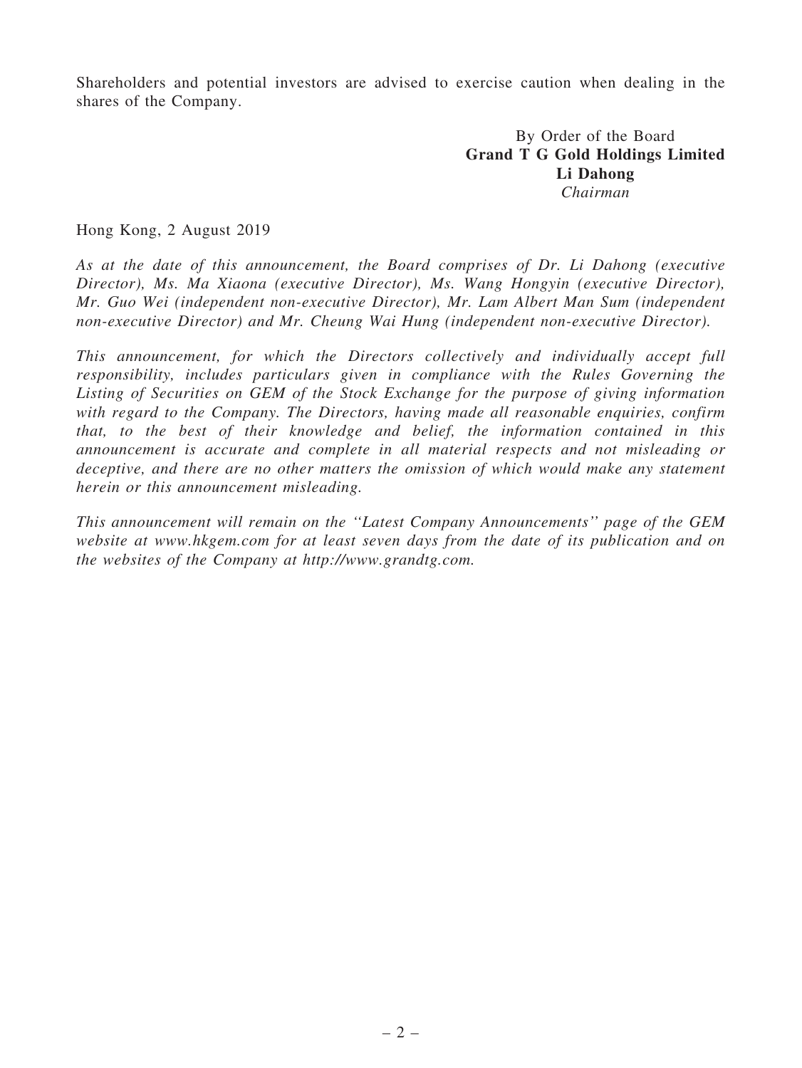Shareholders and potential investors are advised to exercise caution when dealing in the shares of the Company.

By Order of the Board
**Grand T G Gold Holdings Limited**
**Li Dahong**
*Chairman*

Hong Kong, 2 August 2019

*As at the date of this announcement, the Board comprises of Dr. Li Dahong (executive Director), Ms. Ma Xiaona (executive Director), Ms. Wang Hongyin (executive Director), Mr. Guo Wei (independent non-executive Director), Mr. Lam Albert Man Sum (independent non-executive Director) and Mr. Cheung Wai Hung (independent non-executive Director).*

*This announcement, for which the Directors collectively and individually accept full responsibility, includes particulars given in compliance with the Rules Governing the Listing of Securities on GEM of the Stock Exchange for the purpose of giving information with regard to the Company. The Directors, having made all reasonable enquiries, confirm that, to the best of their knowledge and belief, the information contained in this announcement is accurate and complete in all material respects and not misleading or deceptive, and there are no other matters the omission of which would make any statement herein or this announcement misleading.*

*This announcement will remain on the ''Latest Company Announcements'' page of the GEM website at www.hkgem.com for at least seven days from the date of its publication and on the websites of the Company at http://www.grandtg.com.*